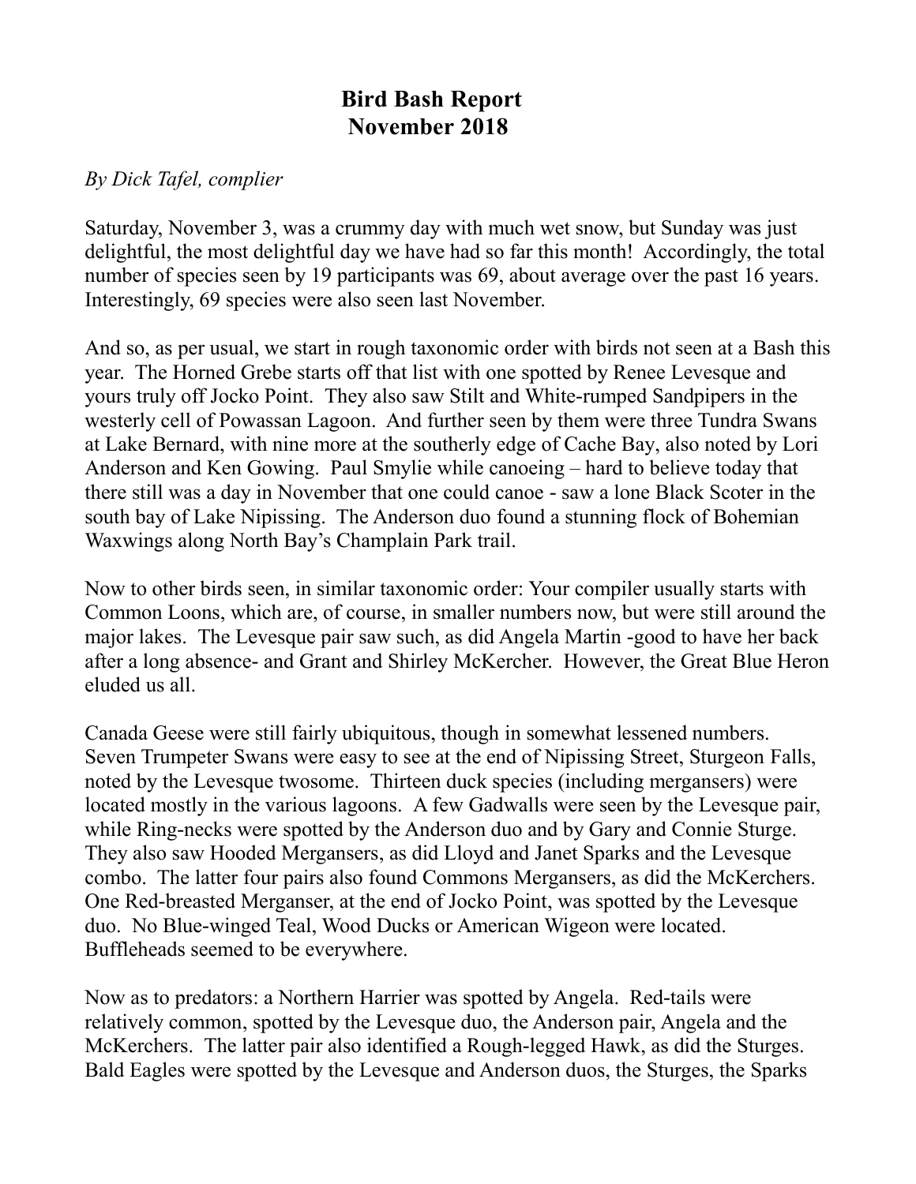# Bird Bash Report
# November 2018

*By Dick Tafel, complier*

Saturday, November 3, was a crummy day with much wet snow, but Sunday was just delightful, the most delightful day we have had so far this month! Accordingly, the total number of species seen by 19 participants was 69, about average over the past 16 years. Interestingly, 69 species were also seen last November.

And so, as per usual, we start in rough taxonomic order with birds not seen at a Bash this year. The Horned Grebe starts off that list with one spotted by Renee Levesque and yours truly off Jocko Point. They also saw Stilt and White-rumped Sandpipers in the westerly cell of Powassan Lagoon. And further seen by them were three Tundra Swans at Lake Bernard, with nine more at the southerly edge of Cache Bay, also noted by Lori Anderson and Ken Gowing. Paul Smylie while canoeing – hard to believe today that there still was a day in November that one could canoe - saw a lone Black Scoter in the south bay of Lake Nipissing. The Anderson duo found a stunning flock of Bohemian Waxwings along North Bay's Champlain Park trail.

Now to other birds seen, in similar taxonomic order: Your compiler usually starts with Common Loons, which are, of course, in smaller numbers now, but were still around the major lakes. The Levesque pair saw such, as did Angela Martin -good to have her back after a long absence- and Grant and Shirley McKercher. However, the Great Blue Heron eluded us all.

Canada Geese were still fairly ubiquitous, though in somewhat lessened numbers. Seven Trumpeter Swans were easy to see at the end of Nipissing Street, Sturgeon Falls, noted by the Levesque twosome. Thirteen duck species (including mergansers) were located mostly in the various lagoons. A few Gadwalls were seen by the Levesque pair, while Ring-necks were spotted by the Anderson duo and by Gary and Connie Sturge. They also saw Hooded Mergansers, as did Lloyd and Janet Sparks and the Levesque combo. The latter four pairs also found Commons Mergansers, as did the McKerchers. One Red-breasted Merganser, at the end of Jocko Point, was spotted by the Levesque duo. No Blue-winged Teal, Wood Ducks or American Wigeon were located. Buffleheads seemed to be everywhere.

Now as to predators: a Northern Harrier was spotted by Angela. Red-tails were relatively common, spotted by the Levesque duo, the Anderson pair, Angela and the McKerchers. The latter pair also identified a Rough-legged Hawk, as did the Sturges. Bald Eagles were spotted by the Levesque and Anderson duos, the Sturges, the Sparks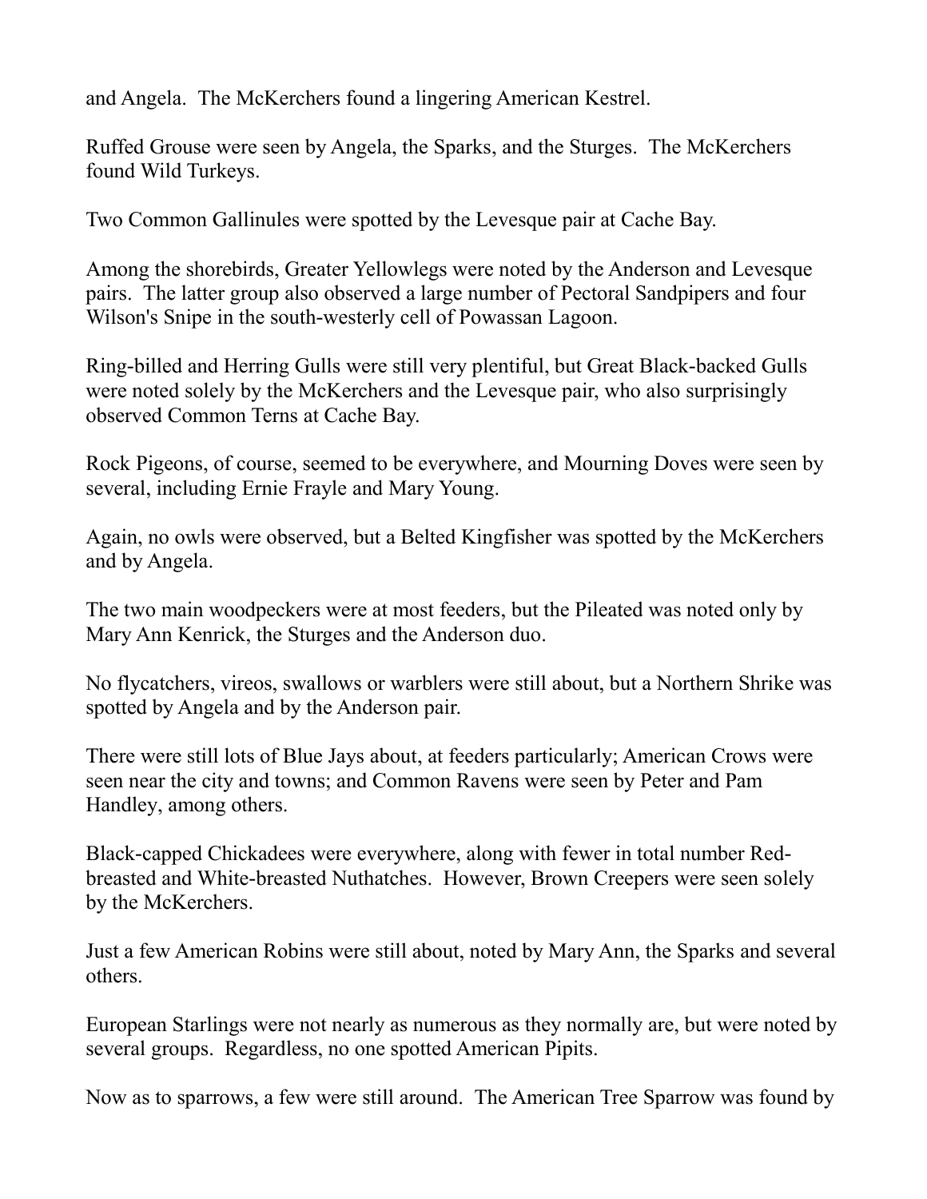and Angela. The McKerchers found a lingering American Kestrel.

Ruffed Grouse were seen by Angela, the Sparks, and the Sturges. The McKerchers found Wild Turkeys.

Two Common Gallinules were spotted by the Levesque pair at Cache Bay.

Among the shorebirds, Greater Yellowlegs were noted by the Anderson and Levesque pairs. The latter group also observed a large number of Pectoral Sandpipers and four Wilson's Snipe in the south-westerly cell of Powassan Lagoon.

Ring-billed and Herring Gulls were still very plentiful, but Great Black-backed Gulls were noted solely by the McKerchers and the Levesque pair, who also surprisingly observed Common Terns at Cache Bay.

Rock Pigeons, of course, seemed to be everywhere, and Mourning Doves were seen by several, including Ernie Frayle and Mary Young.

Again, no owls were observed, but a Belted Kingfisher was spotted by the McKerchers and by Angela.

The two main woodpeckers were at most feeders, but the Pileated was noted only by Mary Ann Kenrick, the Sturges and the Anderson duo.

No flycatchers, vireos, swallows or warblers were still about, but a Northern Shrike was spotted by Angela and by the Anderson pair.

There were still lots of Blue Jays about, at feeders particularly; American Crows were seen near the city and towns; and Common Ravens were seen by Peter and Pam Handley, among others.

Black-capped Chickadees were everywhere, along with fewer in total number Red-breasted and White-breasted Nuthatches. However, Brown Creepers were seen solely by the McKerchers.

Just a few American Robins were still about, noted by Mary Ann, the Sparks and several others.

European Starlings were not nearly as numerous as they normally are, but were noted by several groups. Regardless, no one spotted American Pipits.

Now as to sparrows, a few were still around. The American Tree Sparrow was found by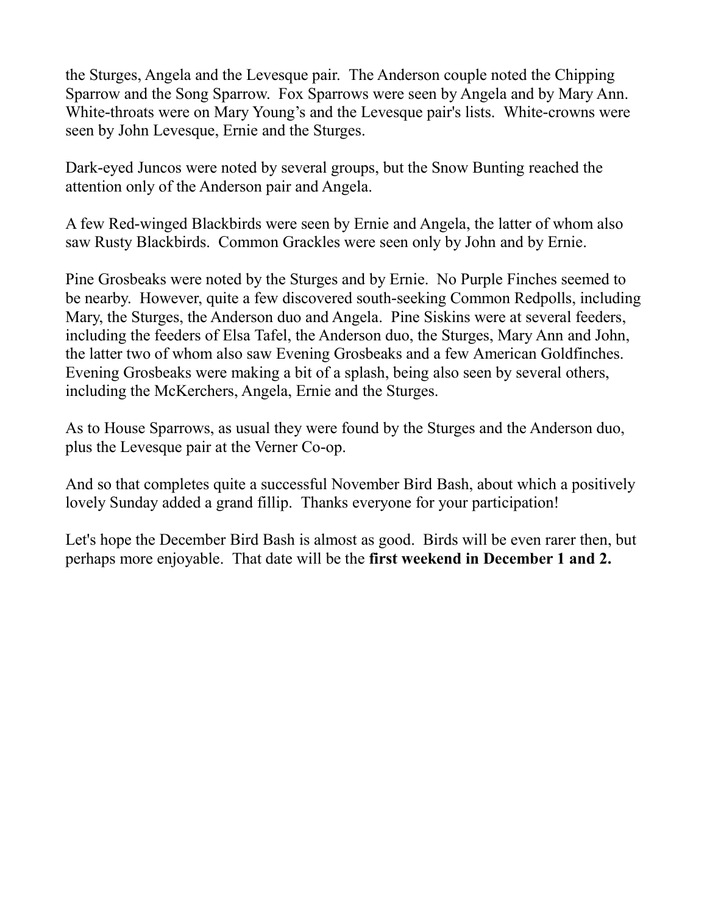the Sturges, Angela and the Levesque pair. The Anderson couple noted the Chipping Sparrow and the Song Sparrow. Fox Sparrows were seen by Angela and by Mary Ann. White-throats were on Mary Young's and the Levesque pair's lists. White-crowns were seen by John Levesque, Ernie and the Sturges.

Dark-eyed Juncos were noted by several groups, but the Snow Bunting reached the attention only of the Anderson pair and Angela.

A few Red-winged Blackbirds were seen by Ernie and Angela, the latter of whom also saw Rusty Blackbirds. Common Grackles were seen only by John and by Ernie.

Pine Grosbeaks were noted by the Sturges and by Ernie. No Purple Finches seemed to be nearby. However, quite a few discovered south-seeking Common Redpolls, including Mary, the Sturges, the Anderson duo and Angela. Pine Siskins were at several feeders, including the feeders of Elsa Tafel, the Anderson duo, the Sturges, Mary Ann and John, the latter two of whom also saw Evening Grosbeaks and a few American Goldfinches. Evening Grosbeaks were making a bit of a splash, being also seen by several others, including the McKerchers, Angela, Ernie and the Sturges.

As to House Sparrows, as usual they were found by the Sturges and the Anderson duo, plus the Levesque pair at the Verner Co-op.

And so that completes quite a successful November Bird Bash, about which a positively lovely Sunday added a grand fillip. Thanks everyone for your participation!

Let's hope the December Bird Bash is almost as good. Birds will be even rarer then, but perhaps more enjoyable. That date will be the **first weekend in December 1 and 2.**